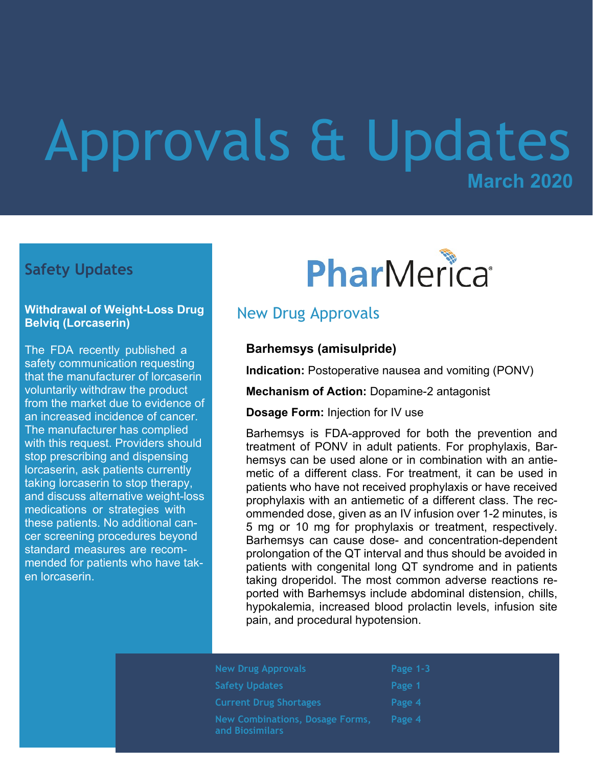# Approvals & Updates

**March 2020**

PharMerica

## Safety Updates

**Withdrawal of Weight-Loss Drug Belviq (Lorcaserin)**

The FDA recently published a safety communication requesting that the manufacturer of lorcaserin voluntarily withdraw the product from the market due to evidence of an increased incidence of cancer. The manufacturer has complied with this request. Providers should stop prescribing and dispensing lorcaserin, ask patients currently taking lorcaserin to stop therapy, and discuss alternative weight-loss medications or strategies with these patients. No additional cancer screening procedures beyond standard measures are recommended for patients who have taken lorcaserin.

## New Drug Approvals

### Barhemsys (amisulpride)

**Indication:** Postoperative nausea and vomiting (PONV)

**Mechanism of Action:** Dopamine-2 antagonist

**Dosage Form:** Injection for IV use

Barhemsys is FDA-approved for both the prevention and treatment of PONV in adult patients. For prophylaxis, Barhemsys can be used alone or in combination with an antiemetic of a different class. For treatment, it can be used in patients who have not received prophylaxis or have received prophylaxis with an antiemetic of a different class. The recommended dose, given as an IV infusion over 1-2 minutes, is 5 mg or 10 mg for prophylaxis or treatment, respectively. Barhemsys can cause dose- and concentration-dependent prolongation of the QT interval and thus should be avoided in patients with congenital long QT syndrome and in patients taking droperidol. The most common adverse reactions reported with Barhemsys include abdominal distension, chills, hypokalemia, increased blood prolactin levels, infusion site pain, and procedural hypotension.

| | |
|---|---|
| New Drug Approvals | Page 1-3 |
| Safety Updates | Page 1 |
| Current Drug Shortages | Page 4 |
| New Combinations, Dosage Forms, and Biosimilars | Page 4 |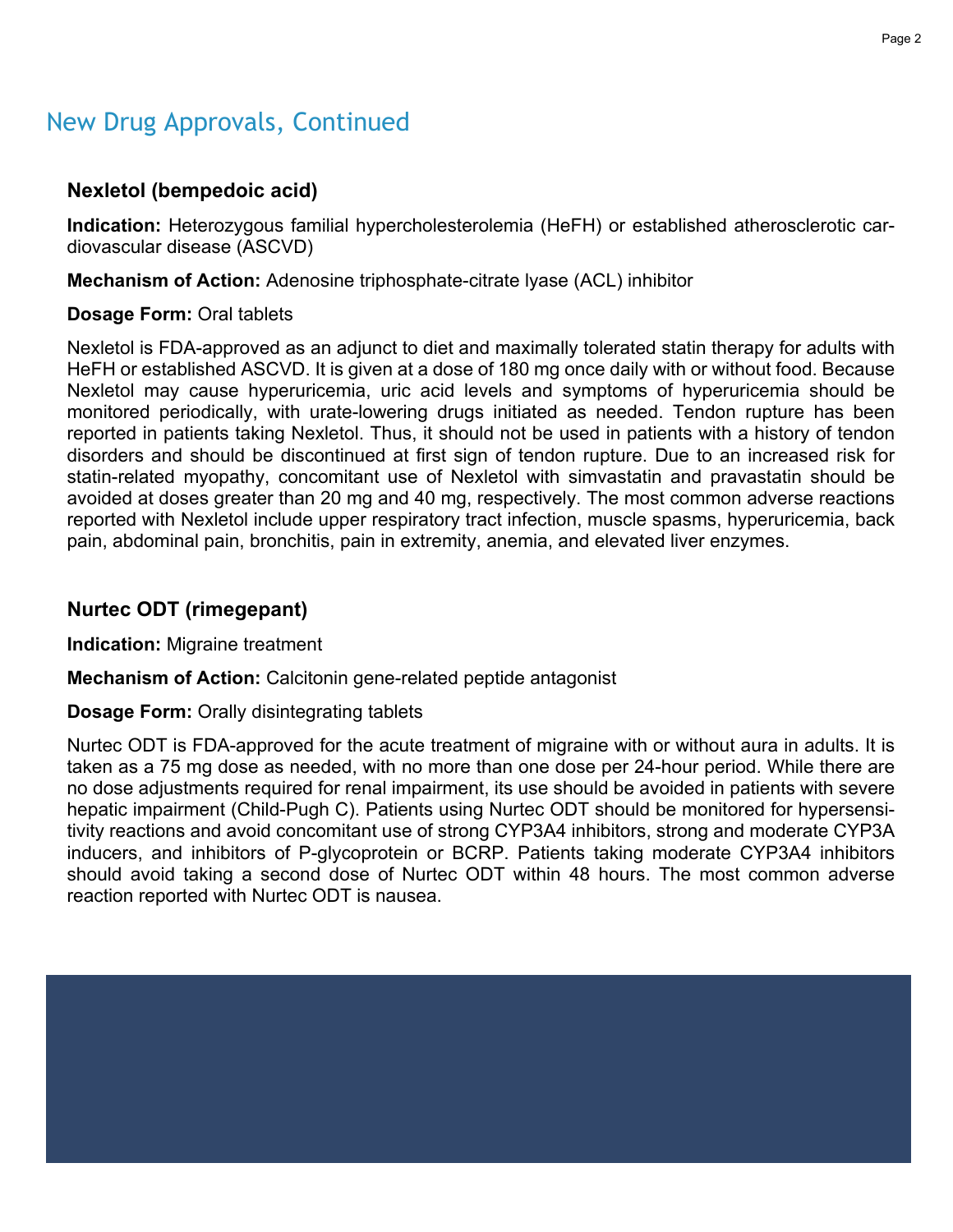## New Drug Approvals, Continued

### Nexletol (bempedoic acid)

**Indication:** Heterozygous familial hypercholesterolemia (HeFH) or established atherosclerotic cardiovascular disease (ASCVD)

**Mechanism of Action:** Adenosine triphosphate-citrate lyase (ACL) inhibitor

**Dosage Form:** Oral tablets

Nexletol is FDA-approved as an adjunct to diet and maximally tolerated statin therapy for adults with HeFH or established ASCVD. It is given at a dose of 180 mg once daily with or without food. Because Nexletol may cause hyperuricemia, uric acid levels and symptoms of hyperuricemia should be monitored periodically, with urate-lowering drugs initiated as needed. Tendon rupture has been reported in patients taking Nexletol. Thus, it should not be used in patients with a history of tendon disorders and should be discontinued at first sign of tendon rupture. Due to an increased risk for statin-related myopathy, concomitant use of Nexletol with simvastatin and pravastatin should be avoided at doses greater than 20 mg and 40 mg, respectively. The most common adverse reactions reported with Nexletol include upper respiratory tract infection, muscle spasms, hyperuricemia, back pain, abdominal pain, bronchitis, pain in extremity, anemia, and elevated liver enzymes.

### Nurtec ODT (rimegepant)

**Indication:** Migraine treatment

**Mechanism of Action:** Calcitonin gene-related peptide antagonist

**Dosage Form:** Orally disintegrating tablets

Nurtec ODT is FDA-approved for the acute treatment of migraine with or without aura in adults. It is taken as a 75 mg dose as needed, with no more than one dose per 24-hour period. While there are no dose adjustments required for renal impairment, its use should be avoided in patients with severe hepatic impairment (Child-Pugh C). Patients using Nurtec ODT should be monitored for hypersensitivity reactions and avoid concomitant use of strong CYP3A4 inhibitors, strong and moderate CYP3A inducers, and inhibitors of P-glycoprotein or BCRP. Patients taking moderate CYP3A4 inhibitors should avoid taking a second dose of Nurtec ODT within 48 hours. The most common adverse reaction reported with Nurtec ODT is nausea.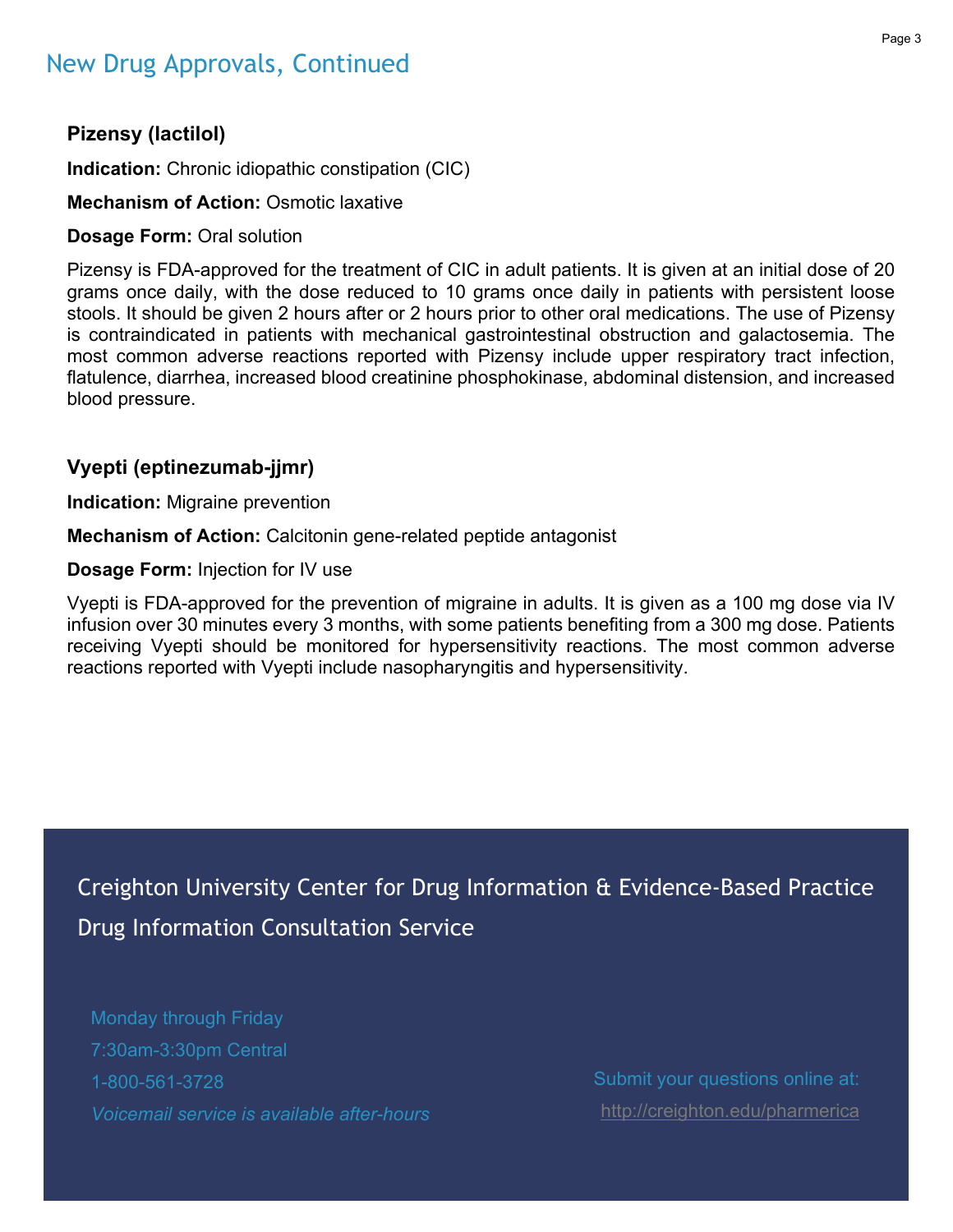## New Drug Approvals, Continued

### Pizensy (lactilol)

**Indication:** Chronic idiopathic constipation (CIC)

**Mechanism of Action:** Osmotic laxative

**Dosage Form:** Oral solution

Pizensy is FDA-approved for the treatment of CIC in adult patients. It is given at an initial dose of 20 grams once daily, with the dose reduced to 10 grams once daily in patients with persistent loose stools. It should be given 2 hours after or 2 hours prior to other oral medications. The use of Pizensy is contraindicated in patients with mechanical gastrointestinal obstruction and galactosemia. The most common adverse reactions reported with Pizensy include upper respiratory tract infection, flatulence, diarrhea, increased blood creatinine phosphokinase, abdominal distension, and increased blood pressure.

### Vyepti (eptinezumab-jjmr)

**Indication:** Migraine prevention

**Mechanism of Action:** Calcitonin gene-related peptide antagonist

**Dosage Form:** Injection for IV use

Vyepti is FDA-approved for the prevention of migraine in adults. It is given as a 100 mg dose via IV infusion over 30 minutes every 3 months, with some patients benefiting from a 300 mg dose. Patients receiving Vyepti should be monitored for hypersensitivity reactions. The most common adverse reactions reported with Vyepti include nasopharyngitis and hypersensitivity.

Creighton University Center for Drug Information & Evidence-Based Practice
Drug Information Consultation Service

Monday through Friday
7:30am-3:30pm Central
1-800-561-3728
*Voicemail service is available after-hours*

Submit your questions online at:
http://creighton.edu/pharmerica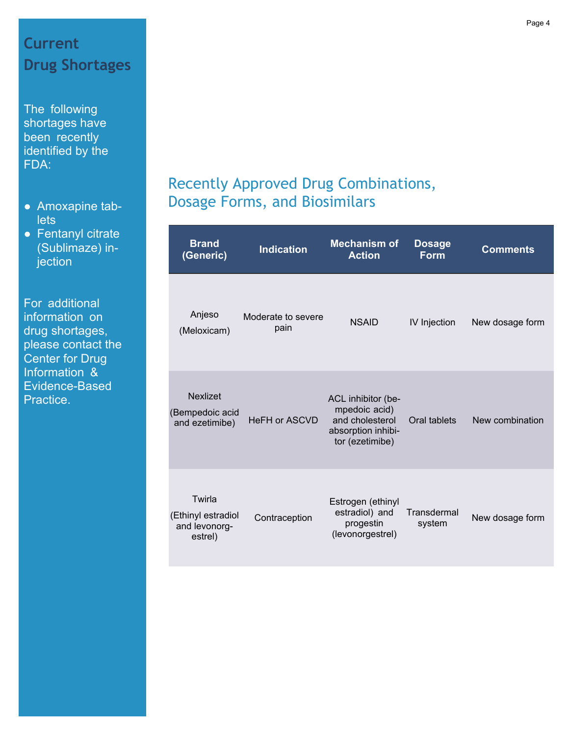## Current Drug Shortages

The following shortages have been recently identified by the FDA:

- Amoxapine tablets
- Fentanyl citrate (Sublimaze) injection

For additional information on drug shortages, please contact the Center for Drug Information & Evidence-Based Practice.

## Recently Approved Drug Combinations, Dosage Forms, and Biosimilars

| Brand (Generic) | Indication | Mechanism of Action | Dosage Form | Comments |
|---|---|---|---|---|
| Anjeso (Meloxicam) | Moderate to severe pain | NSAID | IV Injection | New dosage form |
| Nexlizet (Bempedoic acid and ezetimibe) | HeFH or ASCVD | ACL inhibitor (bempedoic acid) and cholesterol absorption inhibitor (ezetimibe) | Oral tablets | New combination |
| Twirla (Ethinyl estradiol and levonorgestrel) | Contraception | Estrogen (ethinyl estradiol) and progestin (levonorgestrel) | Transdermal system | New dosage form |